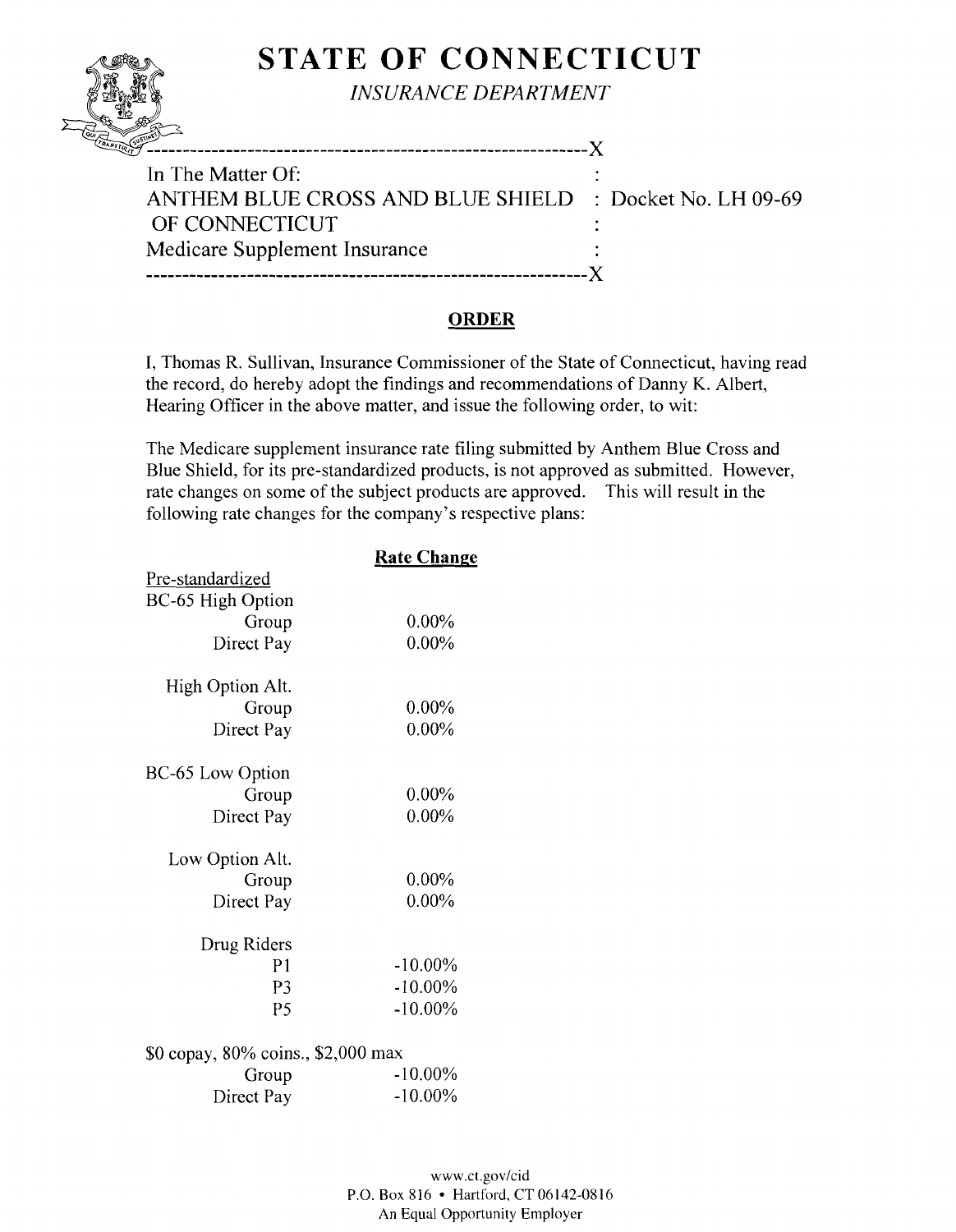# STATE OF CONNECTICUT

*INSURANCE DEPARTMENT*

---

In The Matter Of:
ANTHEM BLUE CROSS AND BLUE SHIELD OF CONNECTICUT : Docket No. LH 09-69
Medicare Supplement Insurance

---

## ORDER

I, Thomas R. Sullivan, Insurance Commissioner of the State of Connecticut, having read the record, do hereby adopt the findings and recommendations of Danny K. Albert, Hearing Officer in the above matter, and issue the following order, to wit:

The Medicare supplement insurance rate filing submitted by Anthem Blue Cross and Blue Shield, for its pre-standardized products, is not approved as submitted. However, rate changes on some of the subject products are approved. This will result in the following rate changes for the company's respective plans:

| | Rate Change |
|---|---|
| Pre-standardized | |
| BC-65 High Option | |
| Group | 0.00% |
| Direct Pay | 0.00% |
| High Option Alt. | |
| Group | 0.00% |
| Direct Pay | 0.00% |
| BC-65 Low Option | |
| Group | 0.00% |
| Direct Pay | 0.00% |
| Low Option Alt. | |
| Group | 0.00% |
| Direct Pay | 0.00% |
| Drug Riders | |
| P1 | -10.00% |
| P3 | -10.00% |
| P5 | -10.00% |
| $0 copay, 80% coins., $2,000 max | |
| Group | -10.00% |
| Direct Pay | -10.00% |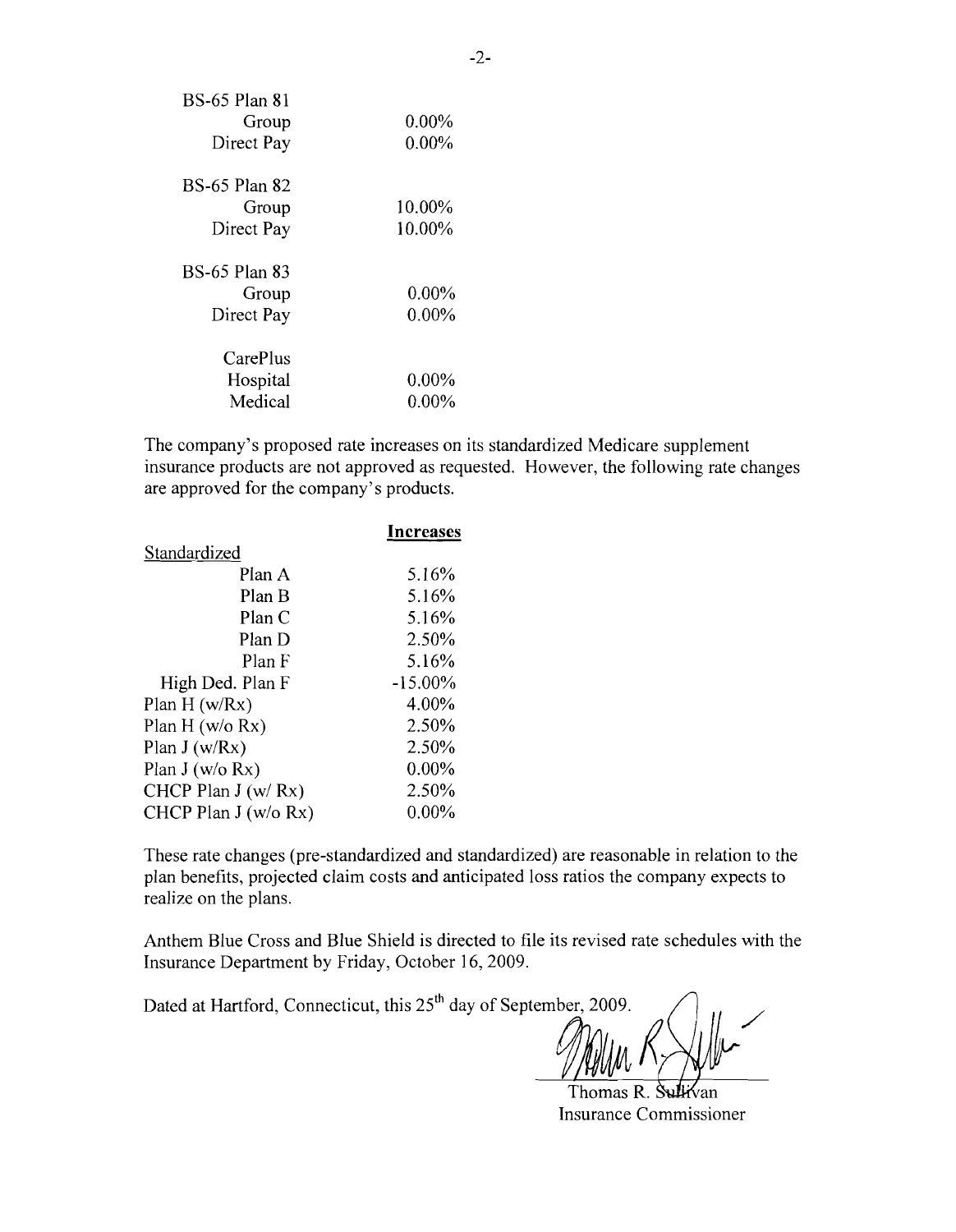| | |
|---|---|
| BS-65 Plan 81 | |
| Group | 0.00% |
| Direct Pay | 0.00% |
| BS-65 Plan 82 | |
| Group | 10.00% |
| Direct Pay | 10.00% |
| BS-65 Plan 83 | |
| Group | 0.00% |
| Direct Pay | 0.00% |
| CarePlus | |
| Hospital | 0.00% |
| Medical | 0.00% |

The company's proposed rate increases on its standardized Medicare supplement insurance products are not approved as requested. However, the following rate changes are approved for the company's products.

| | **Increases** |
|---|---|
| Standardized | |
| Plan A | 5.16% |
| Plan B | 5.16% |
| Plan C | 5.16% |
| Plan D | 2.50% |
| Plan F | 5.16% |
| High Ded. Plan F | -15.00% |
| Plan H (w/Rx) | 4.00% |
| Plan H (w/o Rx) | 2.50% |
| Plan J (w/Rx) | 2.50% |
| Plan J (w/o Rx) | 0.00% |
| CHCP Plan J (w/ Rx) | 2.50% |
| CHCP Plan J (w/o Rx) | 0.00% |

These rate changes (pre-standardized and standardized) are reasonable in relation to the plan benefits, projected claim costs and anticipated loss ratios the company expects to realize on the plans.

Anthem Blue Cross and Blue Shield is directed to file its revised rate schedules with the Insurance Department by Friday, October 16, 2009.

Dated at Hartford, Connecticut, this 25th day of September, 2009.

Thomas R. Sullivan
Insurance Commissioner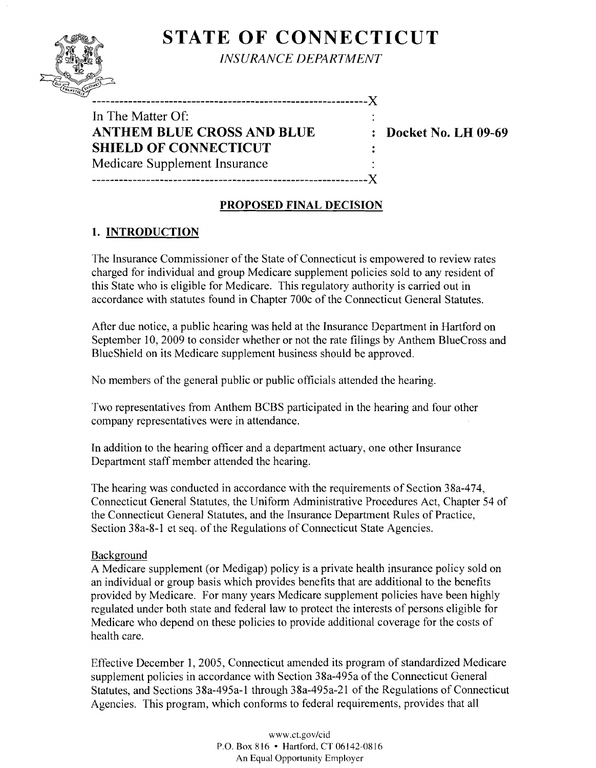# STATE OF CONNECTICUT

*INSURANCE DEPARTMENT*

---

In The Matter Of:
**ANTHEM BLUE CROSS AND BLUE SHIELD OF CONNECTICUT**
Medicare Supplement Insurance

**Docket No. LH 09-69**

---

## PROPOSED FINAL DECISION

### 1. INTRODUCTION

The Insurance Commissioner of the State of Connecticut is empowered to review rates charged for individual and group Medicare supplement policies sold to any resident of this State who is eligible for Medicare. This regulatory authority is carried out in accordance with statutes found in Chapter 700c of the Connecticut General Statutes.

After due notice, a public hearing was held at the Insurance Department in Hartford on September 10, 2009 to consider whether or not the rate filings by Anthem BlueCross and BlueShield on its Medicare supplement business should be approved.

No members of the general public or public officials attended the hearing.

Two representatives from Anthem BCBS participated in the hearing and four other company representatives were in attendance.

In addition to the hearing officer and a department actuary, one other Insurance Department staff member attended the hearing.

The hearing was conducted in accordance with the requirements of Section 38a-474, Connecticut General Statutes, the Uniform Administrative Procedures Act, Chapter 54 of the Connecticut General Statutes, and the Insurance Department Rules of Practice, Section 38a-8-1 et seq. of the Regulations of Connecticut State Agencies.

#### Background

A Medicare supplement (or Medigap) policy is a private health insurance policy sold on an individual or group basis which provides benefits that are additional to the benefits provided by Medicare. For many years Medicare supplement policies have been highly regulated under both state and federal law to protect the interests of persons eligible for Medicare who depend on these policies to provide additional coverage for the costs of health care.

Effective December 1, 2005, Connecticut amended its program of standardized Medicare supplement policies in accordance with Section 38a-495a of the Connecticut General Statutes, and Sections 38a-495a-1 through 38a-495a-21 of the Regulations of Connecticut Agencies. This program, which conforms to federal requirements, provides that all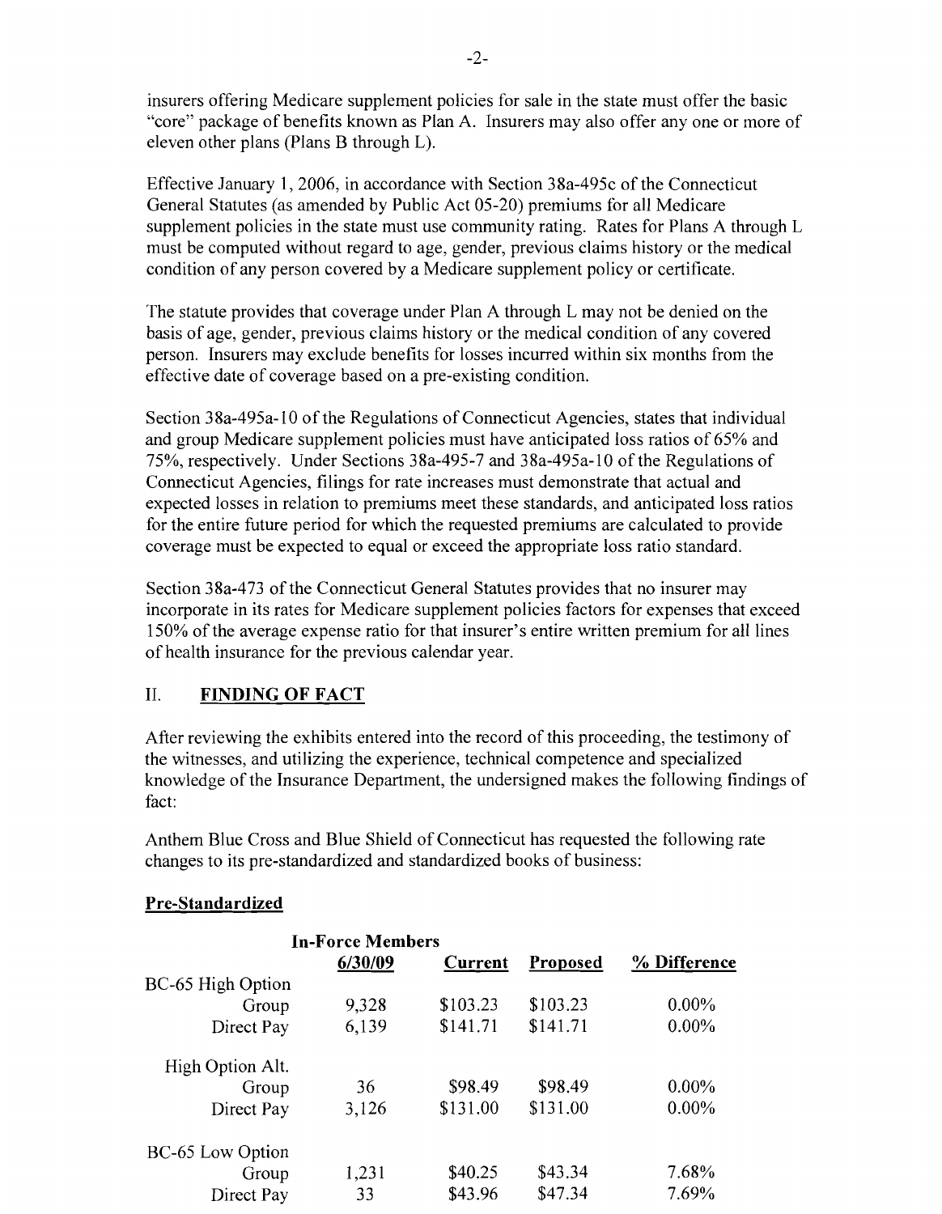insurers offering Medicare supplement policies for sale in the state must offer the basic "core" package of benefits known as Plan A. Insurers may also offer any one or more of eleven other plans (Plans B through L).

Effective January 1, 2006, in accordance with Section 38a-495c of the Connecticut General Statutes (as amended by Public Act 05-20) premiums for all Medicare supplement policies in the state must use community rating. Rates for Plans A through L must be computed without regard to age, gender, previous claims history or the medical condition of any person covered by a Medicare supplement policy or certificate.

The statute provides that coverage under Plan A through L may not be denied on the basis of age, gender, previous claims history or the medical condition of any covered person. Insurers may exclude benefits for losses incurred within six months from the effective date of coverage based on a pre-existing condition.

Section 38a-495a-10 of the Regulations of Connecticut Agencies, states that individual and group Medicare supplement policies must have anticipated loss ratios of 65% and 75%, respectively. Under Sections 38a-495-7 and 38a-495a-10 of the Regulations of Connecticut Agencies, filings for rate increases must demonstrate that actual and expected losses in relation to premiums meet these standards, and anticipated loss ratios for the entire future period for which the requested premiums are calculated to provide coverage must be expected to equal or exceed the appropriate loss ratio standard.

Section 38a-473 of the Connecticut General Statutes provides that no insurer may incorporate in its rates for Medicare supplement policies factors for expenses that exceed 150% of the average expense ratio for that insurer's entire written premium for all lines of health insurance for the previous calendar year.

## II. FINDING OF FACT

After reviewing the exhibits entered into the record of this proceeding, the testimony of the witnesses, and utilizing the experience, technical competence and specialized knowledge of the Insurance Department, the undersigned makes the following findings of fact:

Anthem Blue Cross and Blue Shield of Connecticut has requested the following rate changes to its pre-standardized and standardized books of business:

**Pre-Standardized**

| | In-Force Members 6/30/09 | Current | Proposed | % Difference |
|---|---|---|---|---|
| BC-65 High Option | | | | |
| Group | 9,328 | $103.23 | $103.23 | 0.00% |
| Direct Pay | 6,139 | $141.71 | $141.71 | 0.00% |
| High Option Alt. | | | | |
| Group | 36 | $98.49 | $98.49 | 0.00% |
| Direct Pay | 3,126 | $131.00 | $131.00 | 0.00% |
| BC-65 Low Option | | | | |
| Group | 1,231 | $40.25 | $43.34 | 7.68% |
| Direct Pay | 33 | $43.96 | $47.34 | 7.69% |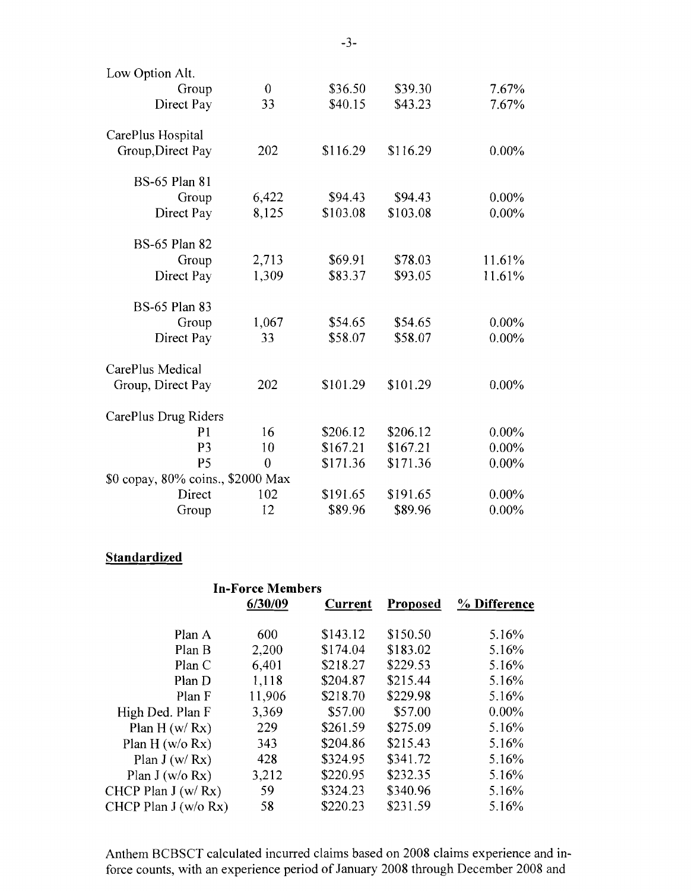| | | | | |
|---|---|---|---|---|
| Low Option Alt. | | | | |
| Group | 0 | \$36.50 | \$39.30 | 7.67% |
| Direct Pay | 33 | \$40.15 | \$43.23 | 7.67% |
| | | | | |
| CarePlus Hospital | | | | |
| Group,Direct Pay | 202 | \$116.29 | \$116.29 | 0.00% |
| | | | | |
| BS-65 Plan 81 | | | | |
| Group | 6,422 | \$94.43 | \$94.43 | 0.00% |
| Direct Pay | 8,125 | \$103.08 | \$103.08 | 0.00% |
| | | | | |
| BS-65 Plan 82 | | | | |
| Group | 2,713 | \$69.91 | \$78.03 | 11.61% |
| Direct Pay | 1,309 | \$83.37 | \$93.05 | 11.61% |
| | | | | |
| BS-65 Plan 83 | | | | |
| Group | 1,067 | \$54.65 | \$54.65 | 0.00% |
| Direct Pay | 33 | \$58.07 | \$58.07 | 0.00% |
| | | | | |
| CarePlus Medical | | | | |
| Group, Direct Pay | 202 | \$101.29 | \$101.29 | 0.00% |
| | | | | |
| CarePlus Drug Riders | | | | |
| P1 | 16 | \$206.12 | \$206.12 | 0.00% |
| P3 | 10 | \$167.21 | \$167.21 | 0.00% |
| P5 | 0 | \$171.36 | \$171.36 | 0.00% |
| \$0 copay, 80% coins., \$2000 Max | | | | |
| Direct | 102 | \$191.65 | \$191.65 | 0.00% |
| Group | 12 | \$89.96 | \$89.96 | 0.00% |

**Standardized**

| | In-Force Members 6/30/09 | Current | Proposed | % Difference |
|---|---|---|---|---|
| Plan A | 600 | \$143.12 | \$150.50 | 5.16% |
| Plan B | 2,200 | \$174.04 | \$183.02 | 5.16% |
| Plan C | 6,401 | \$218.27 | \$229.53 | 5.16% |
| Plan D | 1,118 | \$204.87 | \$215.44 | 5.16% |
| Plan F | 11,906 | \$218.70 | \$229.98 | 5.16% |
| High Ded. Plan F | 3,369 | \$57.00 | \$57.00 | 0.00% |
| Plan H (w/ Rx) | 229 | \$261.59 | \$275.09 | 5.16% |
| Plan H (w/o Rx) | 343 | \$204.86 | \$215.43 | 5.16% |
| Plan J (w/ Rx) | 428 | \$324.95 | \$341.72 | 5.16% |
| Plan J (w/o Rx) | 3,212 | \$220.95 | \$232.35 | 5.16% |
| CHCP Plan J (w/ Rx) | 59 | \$324.23 | \$340.96 | 5.16% |
| CHCP Plan J (w/o Rx) | 58 | \$220.23 | \$231.59 | 5.16% |

Anthem BCBSCT calculated incurred claims based on 2008 claims experience and in-force counts, with an experience period of January 2008 through December 2008 and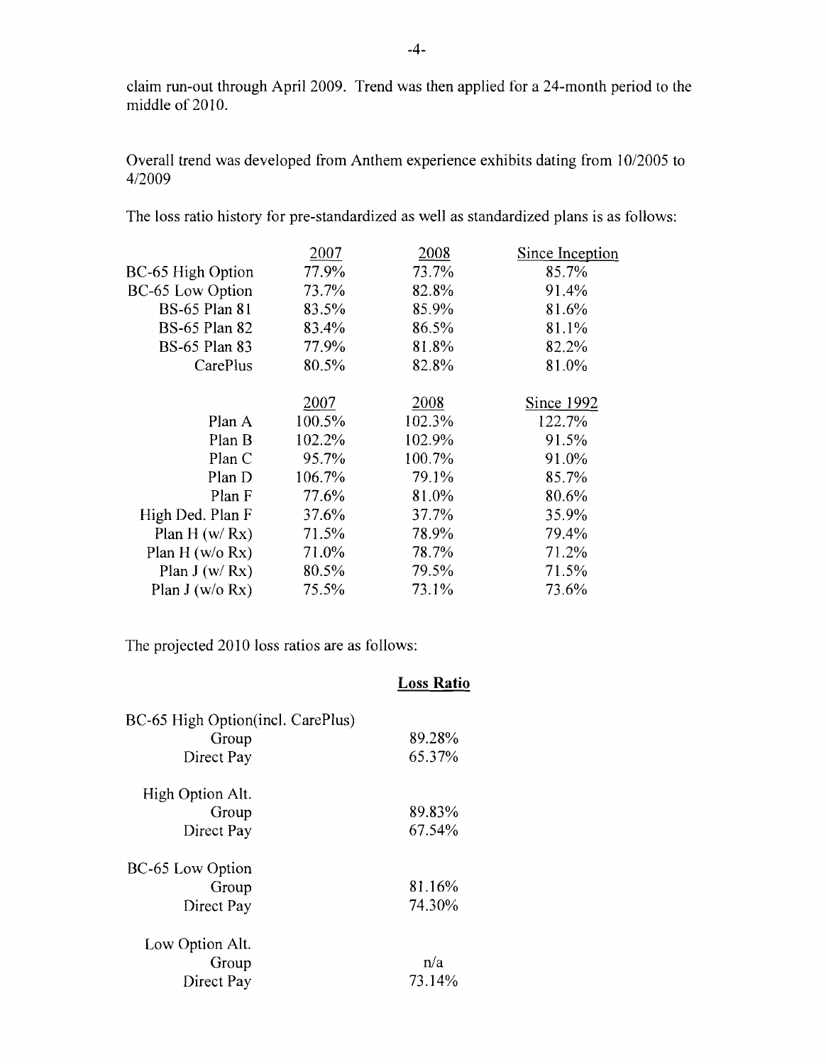claim run-out through April 2009. Trend was then applied for a 24-month period to the middle of 2010.

Overall trend was developed from Anthem experience exhibits dating from 10/2005 to 4/2009

The loss ratio history for pre-standardized as well as standardized plans is as follows:

| | 2007 | 2008 | Since Inception |
|---|---|---|---|
| BC-65 High Option | 77.9% | 73.7% | 85.7% |
| BC-65 Low Option | 73.7% | 82.8% | 91.4% |
| BS-65 Plan 81 | 83.5% | 85.9% | 81.6% |
| BS-65 Plan 82 | 83.4% | 86.5% | 81.1% |
| BS-65 Plan 83 | 77.9% | 81.8% | 82.2% |
| CarePlus | 80.5% | 82.8% | 81.0% |

| | 2007 | 2008 | Since 1992 |
|---|---|---|---|
| Plan A | 100.5% | 102.3% | 122.7% |
| Plan B | 102.2% | 102.9% | 91.5% |
| Plan C | 95.7% | 100.7% | 91.0% |
| Plan D | 106.7% | 79.1% | 85.7% |
| Plan F | 77.6% | 81.0% | 80.6% |
| High Ded. Plan F | 37.6% | 37.7% | 35.9% |
| Plan H (w/ Rx) | 71.5% | 78.9% | 79.4% |
| Plan H (w/o Rx) | 71.0% | 78.7% | 71.2% |
| Plan J (w/ Rx) | 80.5% | 79.5% | 71.5% |
| Plan J (w/o Rx) | 75.5% | 73.1% | 73.6% |

The projected 2010 loss ratios are as follows:

| | **Loss Ratio** |
|---|---|
| BC-65 High Option(incl. CarePlus) | |
| Group | 89.28% |
| Direct Pay | 65.37% |
| High Option Alt. | |
| Group | 89.83% |
| Direct Pay | 67.54% |
| BC-65 Low Option | |
| Group | 81.16% |
| Direct Pay | 74.30% |
| Low Option Alt. | |
| Group | n/a |
| Direct Pay | 73.14% |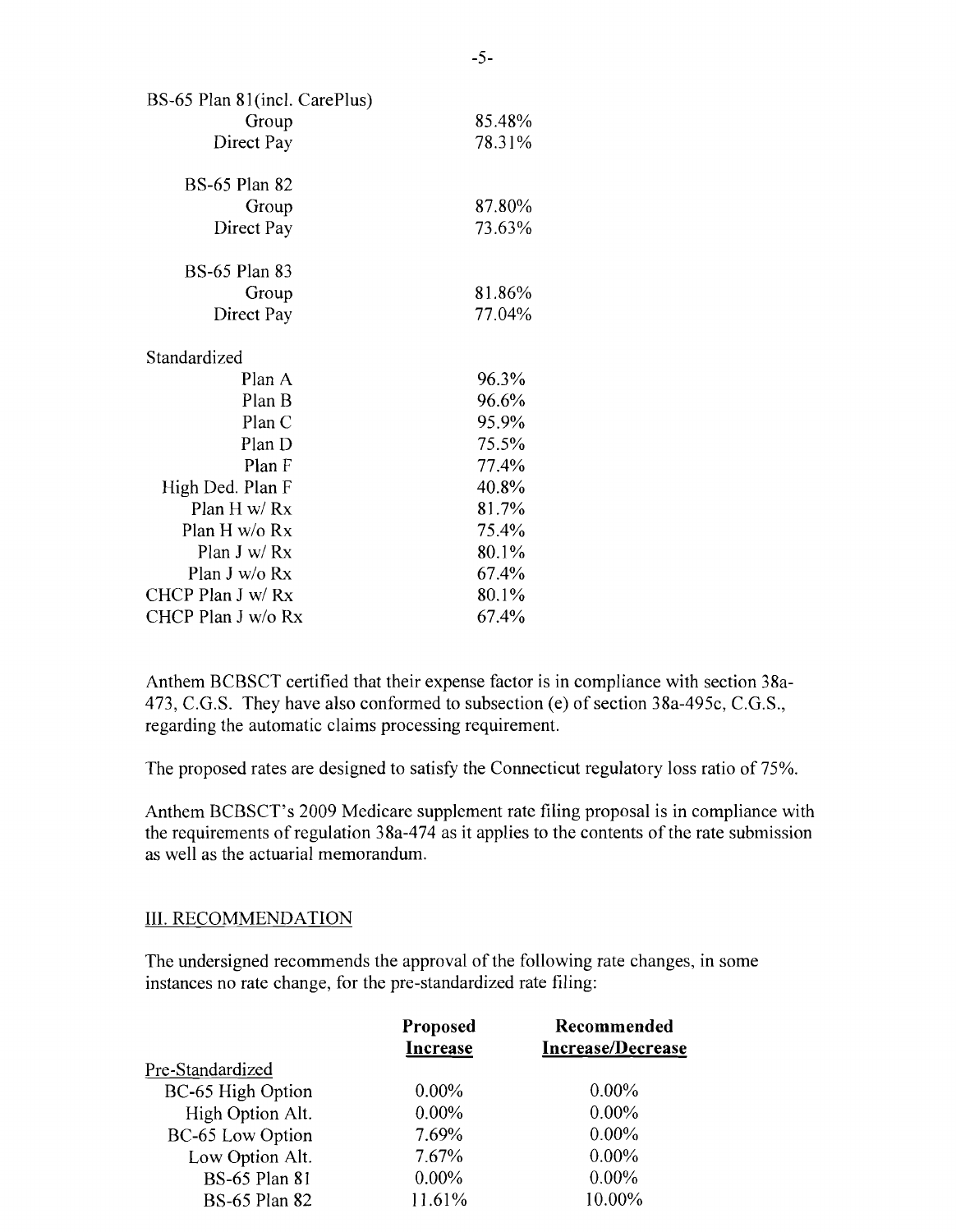| | |
|---|---|
| BS-65 Plan 81(incl. CarePlus) | |
| Group | 85.48% |
| Direct Pay | 78.31% |
| BS-65 Plan 82 | |
| Group | 87.80% |
| Direct Pay | 73.63% |
| BS-65 Plan 83 | |
| Group | 81.86% |
| Direct Pay | 77.04% |
| Standardized | |
| Plan A | 96.3% |
| Plan B | 96.6% |
| Plan C | 95.9% |
| Plan D | 75.5% |
| Plan F | 77.4% |
| High Ded. Plan F | 40.8% |
| Plan H w/ Rx | 81.7% |
| Plan H w/o Rx | 75.4% |
| Plan J w/ Rx | 80.1% |
| Plan J w/o Rx | 67.4% |
| CHCP Plan J w/ Rx | 80.1% |
| CHCP Plan J w/o Rx | 67.4% |

Anthem BCBSCT certified that their expense factor is in compliance with section 38a-473, C.G.S. They have also conformed to subsection (e) of section 38a-495c, C.G.S., regarding the automatic claims processing requirement.

The proposed rates are designed to satisfy the Connecticut regulatory loss ratio of 75%.

Anthem BCBSCT's 2009 Medicare supplement rate filing proposal is in compliance with the requirements of regulation 38a-474 as it applies to the contents of the rate submission as well as the actuarial memorandum.

## III. RECOMMENDATION

The undersigned recommends the approval of the following rate changes, in some instances no rate change, for the pre-standardized rate filing:

| | Proposed Increase | Recommended Increase/Decrease |
|---|---|---|
| Pre-Standardized | | |
| BC-65 High Option | 0.00% | 0.00% |
| High Option Alt. | 0.00% | 0.00% |
| BC-65 Low Option | 7.69% | 0.00% |
| Low Option Alt. | 7.67% | 0.00% |
| BS-65 Plan 81 | 0.00% | 0.00% |
| BS-65 Plan 82 | 11.61% | 10.00% |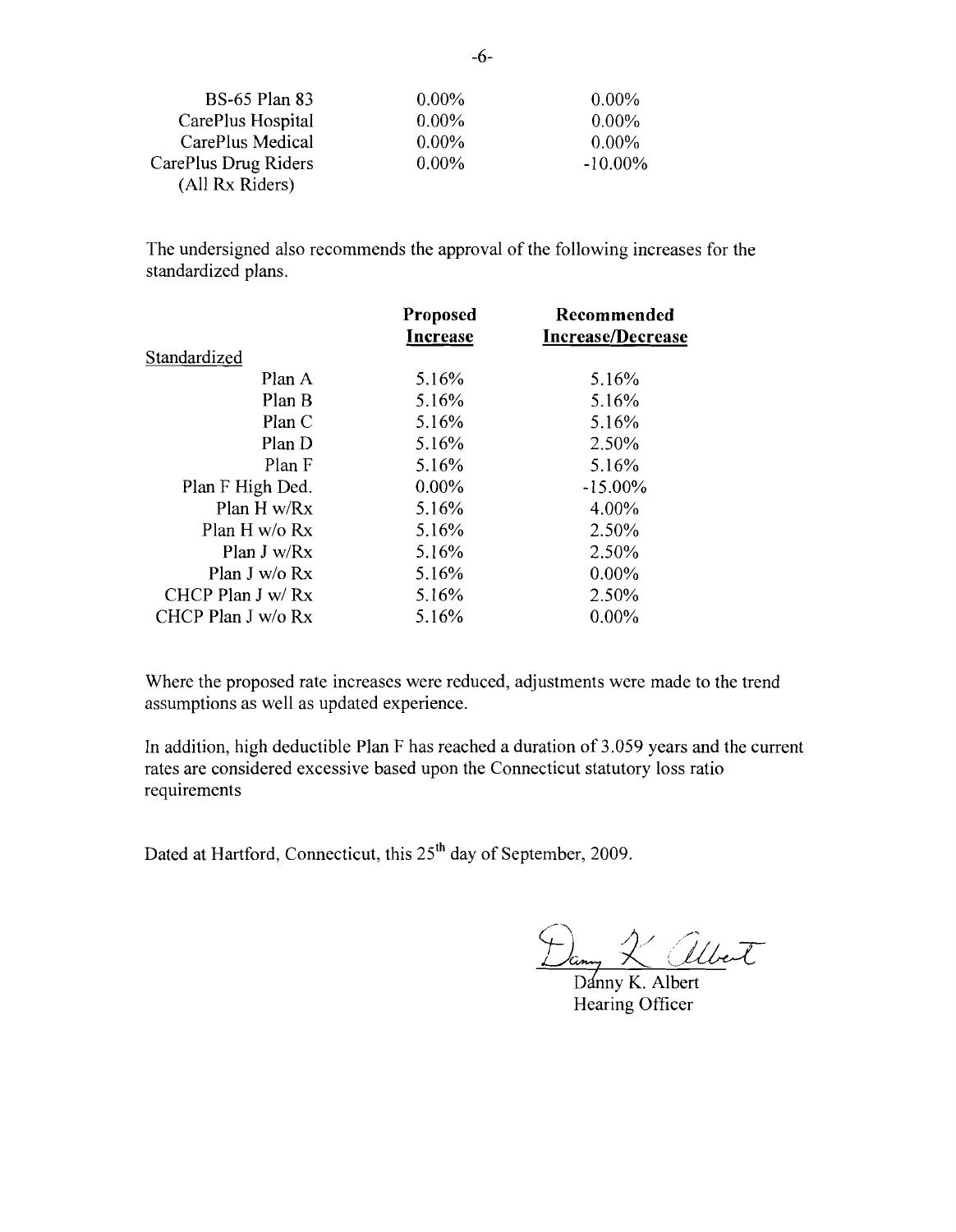| | | |
|---|---|---|
| BS-65 Plan 83 | 0.00% | 0.00% |
| CarePlus Hospital | 0.00% | 0.00% |
| CarePlus Medical | 0.00% | 0.00% |
| CarePlus Drug Riders (All Rx Riders) | 0.00% | -10.00% |

The undersigned also recommends the approval of the following increases for the standardized plans.

| | Proposed Increase | Recommended Increase/Decrease |
|---|---|---|
| Standardized | | |
| Plan A | 5.16% | 5.16% |
| Plan B | 5.16% | 5.16% |
| Plan C | 5.16% | 5.16% |
| Plan D | 5.16% | 2.50% |
| Plan F | 5.16% | 5.16% |
| Plan F High Ded. | 0.00% | -15.00% |
| Plan H w/Rx | 5.16% | 4.00% |
| Plan H w/o Rx | 5.16% | 2.50% |
| Plan J w/Rx | 5.16% | 2.50% |
| Plan J w/o Rx | 5.16% | 0.00% |
| CHCP Plan J w/ Rx | 5.16% | 2.50% |
| CHCP Plan J w/o Rx | 5.16% | 0.00% |

Where the proposed rate increases were reduced, adjustments were made to the trend assumptions as well as updated experience.

In addition, high deductible Plan F has reached a duration of 3.059 years and the current rates are considered excessive based upon the Connecticut statutory loss ratio requirements

Dated at Hartford, Connecticut, this 25th day of September, 2009.

Danny K. Albert
Hearing Officer